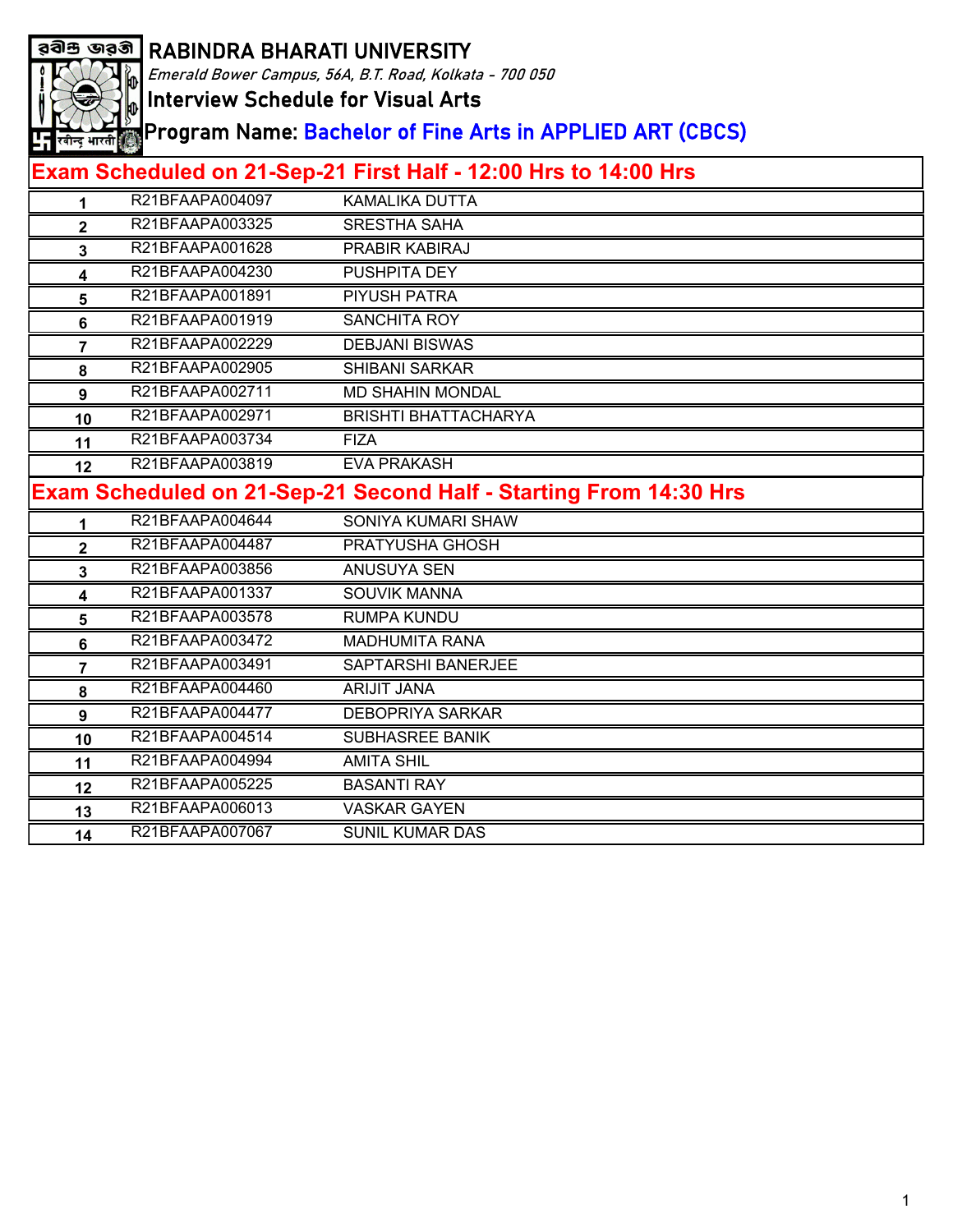# RABINDRA BHARATI UNIVERSITY

*Emerald Bower Campus, 56A, B.T. Road, Kolkata - 700 050*

## Interview Schedule for Visual Arts

## Program Name: Bachelor of Fine Arts in APPLIED ART (CBCS)

### Exam Scheduled on 21-Sep-21 First Half - 12:00 Hrs to 14:00 Hrs

| | | |
|---|---|---|
| 1 | R21BFAAPA004097 | KAMALIKA DUTTA |
| 2 | R21BFAAPA003325 | SRESTHA SAHA |
| 3 | R21BFAAPA001628 | PRABIR KABIRAJ |
| 4 | R21BFAAPA004230 | PUSHPITA DEY |
| 5 | R21BFAAPA001891 | PIYUSH PATRA |
| 6 | R21BFAAPA001919 | SANCHITA ROY |
| 7 | R21BFAAPA002229 | DEBJANI BISWAS |
| 8 | R21BFAAPA002905 | SHIBANI SARKAR |
| 9 | R21BFAAPA002711 | MD SHAHIN MONDAL |
| 10 | R21BFAAPA002971 | BRISHTI BHATTACHARYA |
| 11 | R21BFAAPA003734 | FIZA |
| 12 | R21BFAAPA003819 | EVA PRAKASH |

### Exam Scheduled on 21-Sep-21 Second Half - Starting From 14:30 Hrs

| | | |
|---|---|---|
| 1 | R21BFAAPA004644 | SONIYA KUMARI SHAW |
| 2 | R21BFAAPA004487 | PRATYUSHA GHOSH |
| 3 | R21BFAAPA003856 | ANUSUYA SEN |
| 4 | R21BFAAPA001337 | SOUVIK MANNA |
| 5 | R21BFAAPA003578 | RUMPA KUNDU |
| 6 | R21BFAAPA003472 | MADHUMITA RANA |
| 7 | R21BFAAPA003491 | SAPTARSHI BANERJEE |
| 8 | R21BFAAPA004460 | ARIJIT JANA |
| 9 | R21BFAAPA004477 | DEBOPRIYA SARKAR |
| 10 | R21BFAAPA004514 | SUBHASREE BANIK |
| 11 | R21BFAAPA004994 | AMITA SHIL |
| 12 | R21BFAAPA005225 | BASANTI RAY |
| 13 | R21BFAAPA006013 | VASKAR GAYEN |
| 14 | R21BFAAPA007067 | SUNIL KUMAR DAS |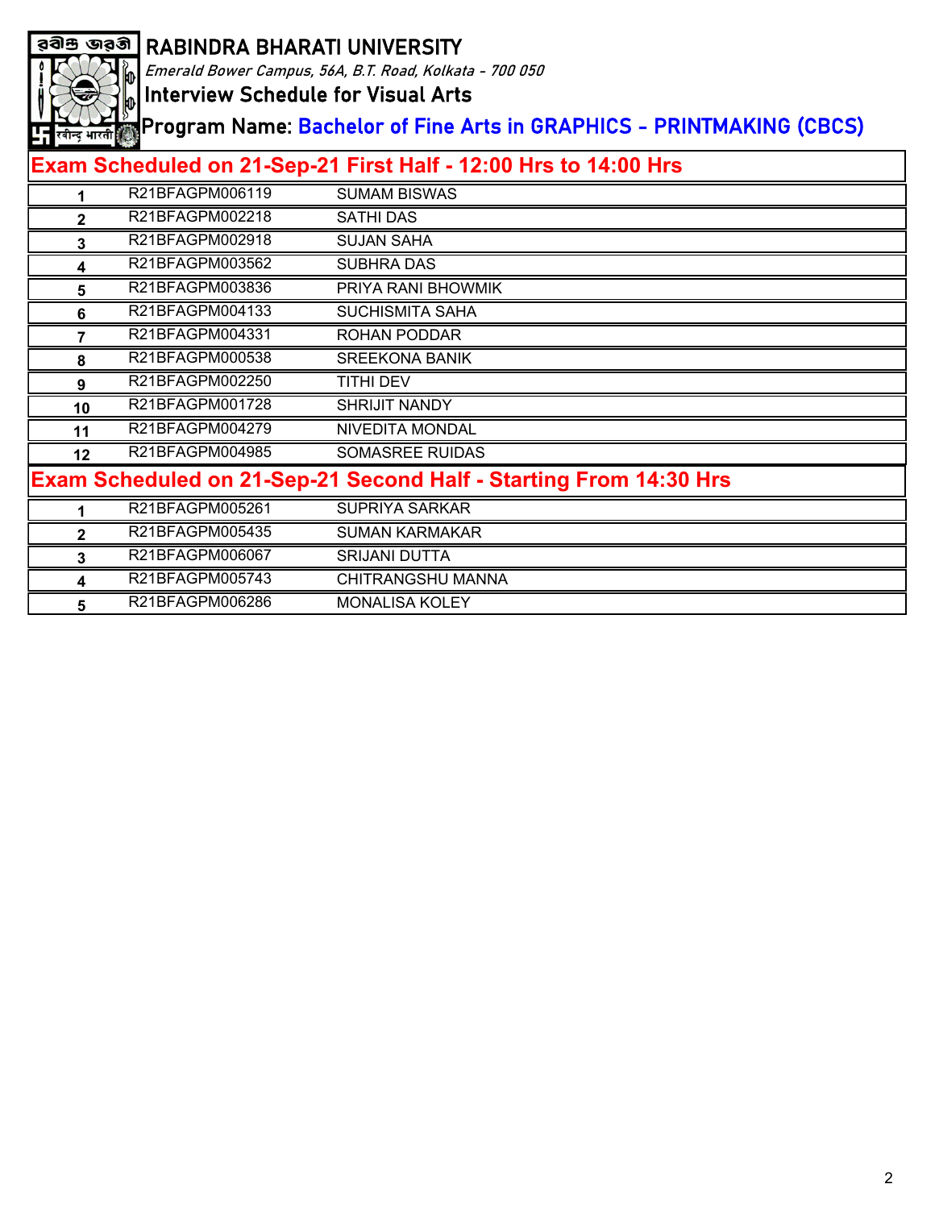# RABINDRA BHARATI UNIVERSITY

*Emerald Bower Campus, 56A, B.T. Road, Kolkata - 700 050*

## Interview Schedule for Visual Arts

## Program Name: Bachelor of Fine Arts in GRAPHICS - PRINTMAKING (CBCS)

### Exam Scheduled on 21-Sep-21 First Half - 12:00 Hrs to 14:00 Hrs

| | | |
|---|---|---|
| 1 | R21BFAGPM006119 | SUMAM BISWAS |
| 2 | R21BFAGPM002218 | SATHI DAS |
| 3 | R21BFAGPM002918 | SUJAN SAHA |
| 4 | R21BFAGPM003562 | SUBHRA DAS |
| 5 | R21BFAGPM003836 | PRIYA RANI BHOWMIK |
| 6 | R21BFAGPM004133 | SUCHISMITA SAHA |
| 7 | R21BFAGPM004331 | ROHAN PODDAR |
| 8 | R21BFAGPM000538 | SREEKONA BANIK |
| 9 | R21BFAGPM002250 | TITHI DEV |
| 10 | R21BFAGPM001728 | SHRIJIT NANDY |
| 11 | R21BFAGPM004279 | NIVEDITA MONDAL |
| 12 | R21BFAGPM004985 | SOMASREE RUIDAS |

### Exam Scheduled on 21-Sep-21 Second Half - Starting From 14:30 Hrs

| | | |
|---|---|---|
| 1 | R21BFAGPM005261 | SUPRIYA SARKAR |
| 2 | R21BFAGPM005435 | SUMAN KARMAKAR |
| 3 | R21BFAGPM006067 | SRIJANI DUTTA |
| 4 | R21BFAGPM005743 | CHITRANGSHU MANNA |
| 5 | R21BFAGPM006286 | MONALISA KOLEY |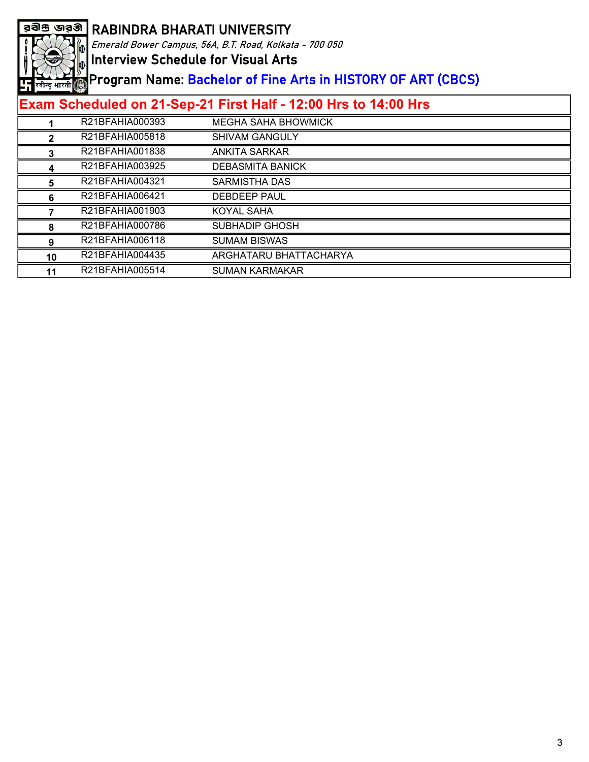# RABINDRA BHARATI UNIVERSITY

*Emerald Bower Campus, 56A, B.T. Road, Kolkata - 700 050*

## Interview Schedule for Visual Arts

## Program Name: Bachelor of Fine Arts in HISTORY OF ART (CBCS)

### Exam Scheduled on 21-Sep-21 First Half - 12:00 Hrs to 14:00 Hrs

| | | |
|---|---|---|
| 1 | R21BFAHIA000393 | MEGHA SAHA BHOWMICK |
| 2 | R21BFAHIA005818 | SHIVAM GANGULY |
| 3 | R21BFAHIA001838 | ANKITA SARKAR |
| 4 | R21BFAHIA003925 | DEBASMITA BANICK |
| 5 | R21BFAHIA004321 | SARMISTHA DAS |
| 6 | R21BFAHIA006421 | DEBDEEP PAUL |
| 7 | R21BFAHIA001903 | KOYAL SAHA |
| 8 | R21BFAHIA000786 | SUBHADIP GHOSH |
| 9 | R21BFAHIA006118 | SUMAM BISWAS |
| 10 | R21BFAHIA004435 | ARGHATARU BHATTACHARYA |
| 11 | R21BFAHIA005514 | SUMAN KARMAKAR |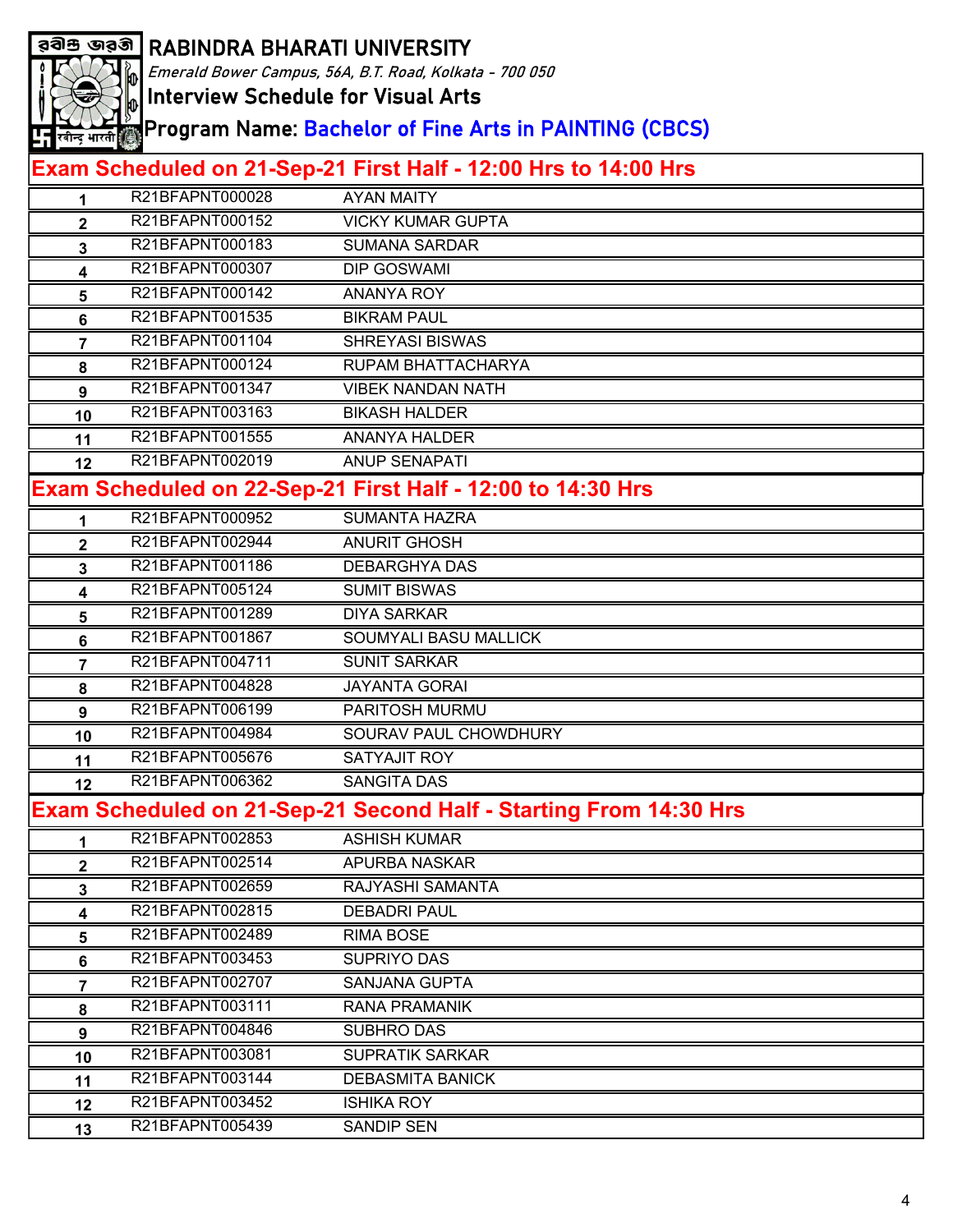# RABINDRA BHARATI UNIVERSITY

*Emerald Bower Campus, 56A, B.T. Road, Kolkata - 700 050*

## Interview Schedule for Visual Arts

## Program Name: Bachelor of Fine Arts in PAINTING (CBCS)

### Exam Scheduled on 21-Sep-21 First Half - 12:00 Hrs to 14:00 Hrs

| | | |
|---|---|---|
| 1 | R21BFAPNT000028 | AYAN MAITY |
| 2 | R21BFAPNT000152 | VICKY KUMAR GUPTA |
| 3 | R21BFAPNT000183 | SUMANA SARDAR |
| 4 | R21BFAPNT000307 | DIP GOSWAMI |
| 5 | R21BFAPNT000142 | ANANYA ROY |
| 6 | R21BFAPNT001535 | BIKRAM PAUL |
| 7 | R21BFAPNT001104 | SHREYASI BISWAS |
| 8 | R21BFAPNT000124 | RUPAM BHATTACHARYA |
| 9 | R21BFAPNT001347 | VIBEK NANDAN NATH |
| 10 | R21BFAPNT003163 | BIKASH HALDER |
| 11 | R21BFAPNT001555 | ANANYA HALDER |
| 12 | R21BFAPNT002019 | ANUP SENAPATI |

### Exam Scheduled on 22-Sep-21 First Half - 12:00 to 14:30 Hrs

| | | |
|---|---|---|
| 1 | R21BFAPNT000952 | SUMANTA HAZRA |
| 2 | R21BFAPNT002944 | ANURIT GHOSH |
| 3 | R21BFAPNT001186 | DEBARGHYA DAS |
| 4 | R21BFAPNT005124 | SUMIT BISWAS |
| 5 | R21BFAPNT001289 | DIYA SARKAR |
| 6 | R21BFAPNT001867 | SOUMYALI BASU MALLICK |
| 7 | R21BFAPNT004711 | SUNIT SARKAR |
| 8 | R21BFAPNT004828 | JAYANTA GORAI |
| 9 | R21BFAPNT006199 | PARITOSH MURMU |
| 10 | R21BFAPNT004984 | SOURAV PAUL CHOWDHURY |
| 11 | R21BFAPNT005676 | SATYAJIT ROY |
| 12 | R21BFAPNT006362 | SANGITA DAS |

### Exam Scheduled on 21-Sep-21 Second Half - Starting From 14:30 Hrs

| | | |
|---|---|---|
| 1 | R21BFAPNT002853 | ASHISH KUMAR |
| 2 | R21BFAPNT002514 | APURBA NASKAR |
| 3 | R21BFAPNT002659 | RAJYASHI SAMANTA |
| 4 | R21BFAPNT002815 | DEBADRI PAUL |
| 5 | R21BFAPNT002489 | RIMA BOSE |
| 6 | R21BFAPNT003453 | SUPRIYO DAS |
| 7 | R21BFAPNT002707 | SANJANA GUPTA |
| 8 | R21BFAPNT003111 | RANA PRAMANIK |
| 9 | R21BFAPNT004846 | SUBHRO DAS |
| 10 | R21BFAPNT003081 | SUPRATIK SARKAR |
| 11 | R21BFAPNT003144 | DEBASMITA BANICK |
| 12 | R21BFAPNT003452 | ISHIKA ROY |
| 13 | R21BFAPNT005439 | SANDIP SEN |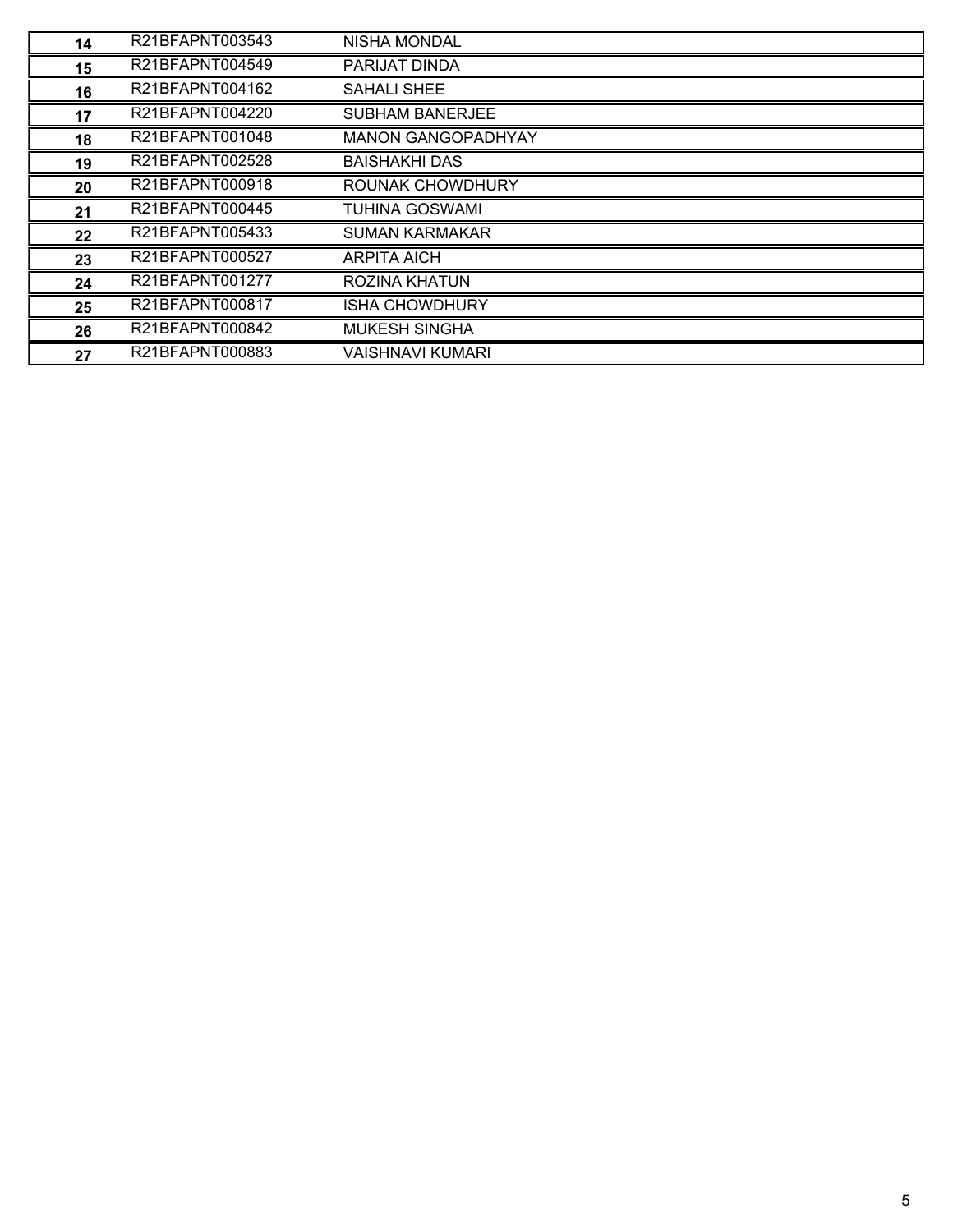| | | |
|---|---|---|
| 14 | R21BFAPNT003543 | NISHA MONDAL |
| 15 | R21BFAPNT004549 | PARIJAT DINDA |
| 16 | R21BFAPNT004162 | SAHALI SHEE |
| 17 | R21BFAPNT004220 | SUBHAM BANERJEE |
| 18 | R21BFAPNT001048 | MANON GANGOPADHYAY |
| 19 | R21BFAPNT002528 | BAISHAKHI DAS |
| 20 | R21BFAPNT000918 | ROUNAK CHOWDHURY |
| 21 | R21BFAPNT000445 | TUHINA GOSWAMI |
| 22 | R21BFAPNT005433 | SUMAN KARMAKAR |
| 23 | R21BFAPNT000527 | ARPITA AICH |
| 24 | R21BFAPNT001277 | ROZINA KHATUN |
| 25 | R21BFAPNT000817 | ISHA CHOWDHURY |
| 26 | R21BFAPNT000842 | MUKESH SINGHA |
| 27 | R21BFAPNT000883 | VAISHNAVI KUMARI |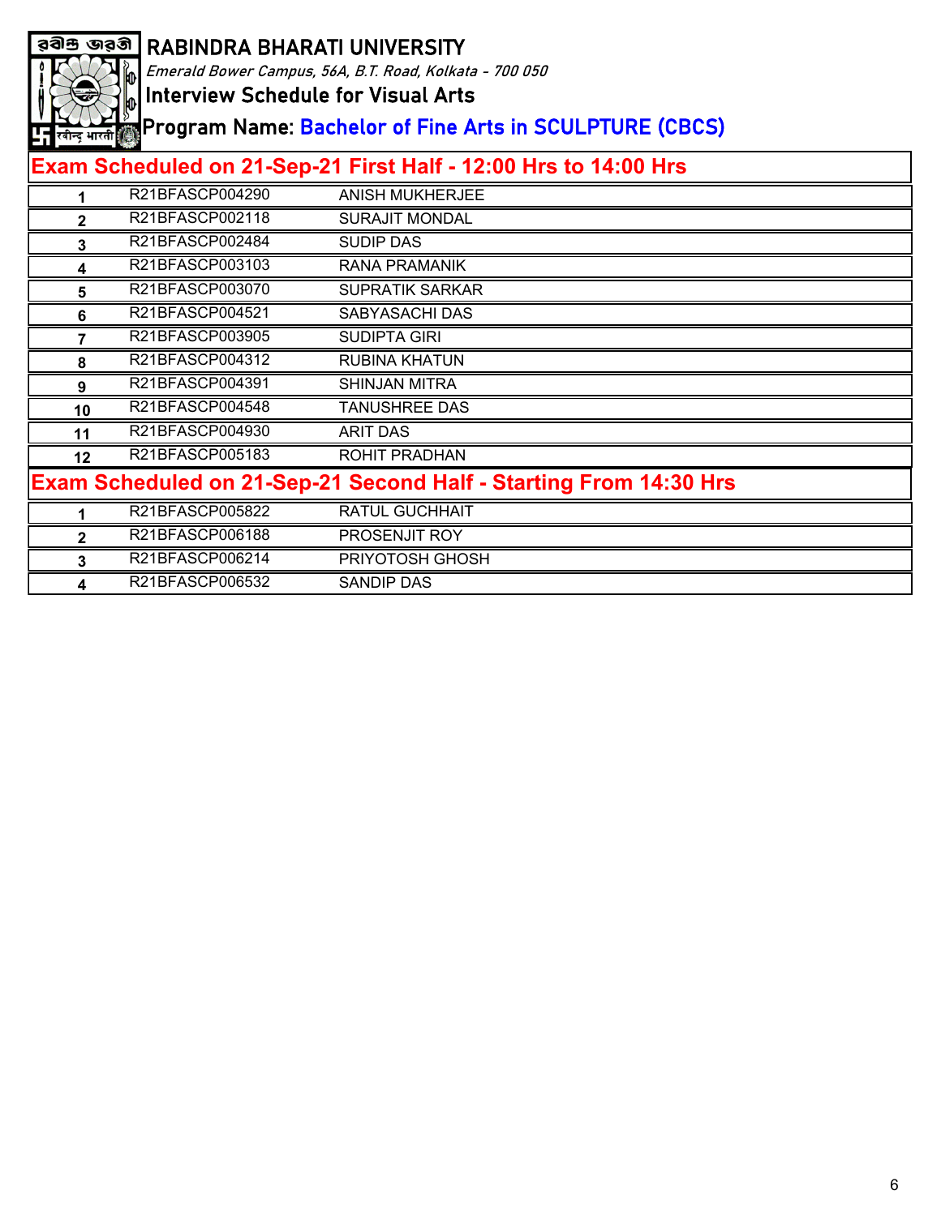# RABINDRA BHARATI UNIVERSITY

*Emerald Bower Campus, 56A, B.T. Road, Kolkata - 700 050*

## Interview Schedule for Visual Arts

## Program Name: Bachelor of Fine Arts in SCULPTURE (CBCS)

### Exam Scheduled on 21-Sep-21 First Half - 12:00 Hrs to 14:00 Hrs

| | | |
|---|---|---|
| 1 | R21BFASCP004290 | ANISH MUKHERJEE |
| 2 | R21BFASCP002118 | SURAJIT MONDAL |
| 3 | R21BFASCP002484 | SUDIP DAS |
| 4 | R21BFASCP003103 | RANA PRAMANIK |
| 5 | R21BFASCP003070 | SUPRATIK SARKAR |
| 6 | R21BFASCP004521 | SABYASACHI DAS |
| 7 | R21BFASCP003905 | SUDIPTA GIRI |
| 8 | R21BFASCP004312 | RUBINA KHATUN |
| 9 | R21BFASCP004391 | SHINJAN MITRA |
| 10 | R21BFASCP004548 | TANUSHREE DAS |
| 11 | R21BFASCP004930 | ARIT DAS |
| 12 | R21BFASCP005183 | ROHIT PRADHAN |

### Exam Scheduled on 21-Sep-21 Second Half - Starting From 14:30 Hrs

| | | |
|---|---|---|
| 1 | R21BFASCP005822 | RATUL GUCHHAIT |
| 2 | R21BFASCP006188 | PROSENJIT ROY |
| 3 | R21BFASCP006214 | PRIYOTOSH GHOSH |
| 4 | R21BFASCP006532 | SANDIP DAS |